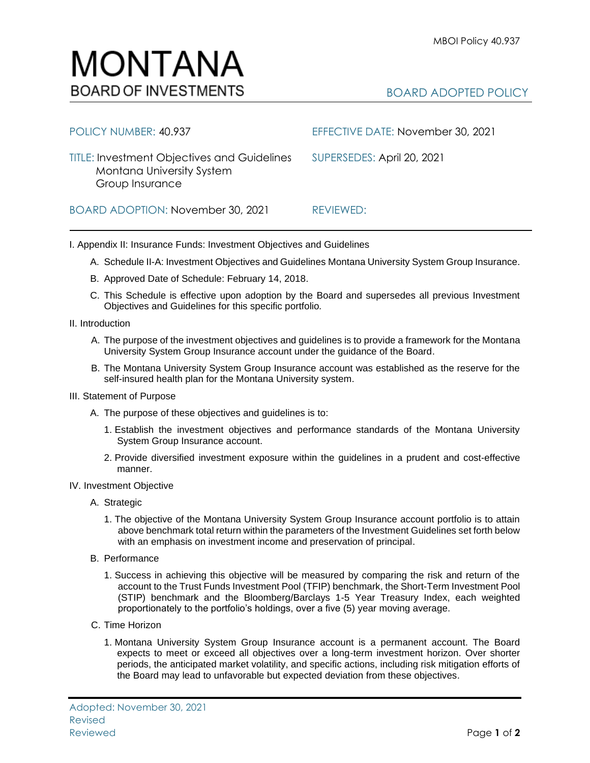# MONTANA
BOARD OF INVESTMENTS

BOARD ADOPTED POLICY

| | |
|---|---|
| POLICY NUMBER: 40.937 | EFFECTIVE DATE: November 30, 2021 |
| TITLE: Investment Objectives and Guidelines Montana University System Group Insurance | SUPERSEDES: April 20, 2021 |
| BOARD ADOPTION: November 30, 2021 | REVIEWED: |

I. Appendix II: Insurance Funds: Investment Objectives and Guidelines

A. Schedule II-A: Investment Objectives and Guidelines Montana University System Group Insurance.

B. Approved Date of Schedule: February 14, 2018.

C. This Schedule is effective upon adoption by the Board and supersedes all previous Investment Objectives and Guidelines for this specific portfolio.

II. Introduction

A. The purpose of the investment objectives and guidelines is to provide a framework for the Montana University System Group Insurance account under the guidance of the Board.

B. The Montana University System Group Insurance account was established as the reserve for the self-insured health plan for the Montana University system.

III. Statement of Purpose

A. The purpose of these objectives and guidelines is to:

1. Establish the investment objectives and performance standards of the Montana University System Group Insurance account.

2. Provide diversified investment exposure within the guidelines in a prudent and cost-effective manner.

IV. Investment Objective

A. Strategic

1. The objective of the Montana University System Group Insurance account portfolio is to attain above benchmark total return within the parameters of the Investment Guidelines set forth below with an emphasis on investment income and preservation of principal.

B. Performance

1. Success in achieving this objective will be measured by comparing the risk and return of the account to the Trust Funds Investment Pool (TFIP) benchmark, the Short-Term Investment Pool (STIP) benchmark and the Bloomberg/Barclays 1-5 Year Treasury Index, each weighted proportionately to the portfolio's holdings, over a five (5) year moving average.

C. Time Horizon

1. Montana University System Group Insurance account is a permanent account. The Board expects to meet or exceed all objectives over a long-term investment horizon. Over shorter periods, the anticipated market volatility, and specific actions, including risk mitigation efforts of the Board may lead to unfavorable but expected deviation from these objectives.

Adopted: November 30, 2021
Revised
Reviewed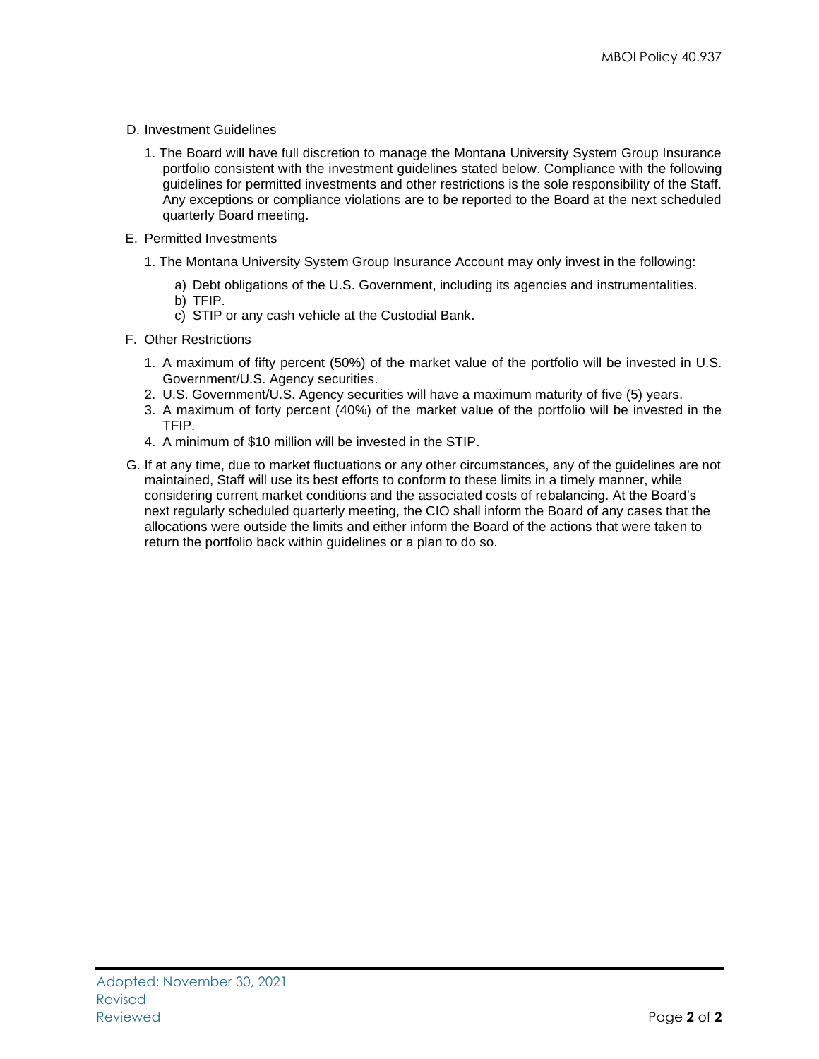D. Investment Guidelines

1. The Board will have full discretion to manage the Montana University System Group Insurance portfolio consistent with the investment guidelines stated below. Compliance with the following guidelines for permitted investments and other restrictions is the sole responsibility of the Staff. Any exceptions or compliance violations are to be reported to the Board at the next scheduled quarterly Board meeting.

E. Permitted Investments

1. The Montana University System Group Insurance Account may only invest in the following:

   a) Debt obligations of the U.S. Government, including its agencies and instrumentalities.
   b) TFIP.
   c) STIP or any cash vehicle at the Custodial Bank.

F. Other Restrictions

1. A maximum of fifty percent (50%) of the market value of the portfolio will be invested in U.S. Government/U.S. Agency securities.
2. U.S. Government/U.S. Agency securities will have a maximum maturity of five (5) years.
3. A maximum of forty percent (40%) of the market value of the portfolio will be invested in the TFIP.
4. A minimum of $10 million will be invested in the STIP.

G. If at any time, due to market fluctuations or any other circumstances, any of the guidelines are not maintained, Staff will use its best efforts to conform to these limits in a timely manner, while considering current market conditions and the associated costs of rebalancing. At the Board's next regularly scheduled quarterly meeting, the CIO shall inform the Board of any cases that the allocations were outside the limits and either inform the Board of the actions that were taken to return the portfolio back within guidelines or a plan to do so.

Adopted: November 30, 2021
Revised
Reviewed